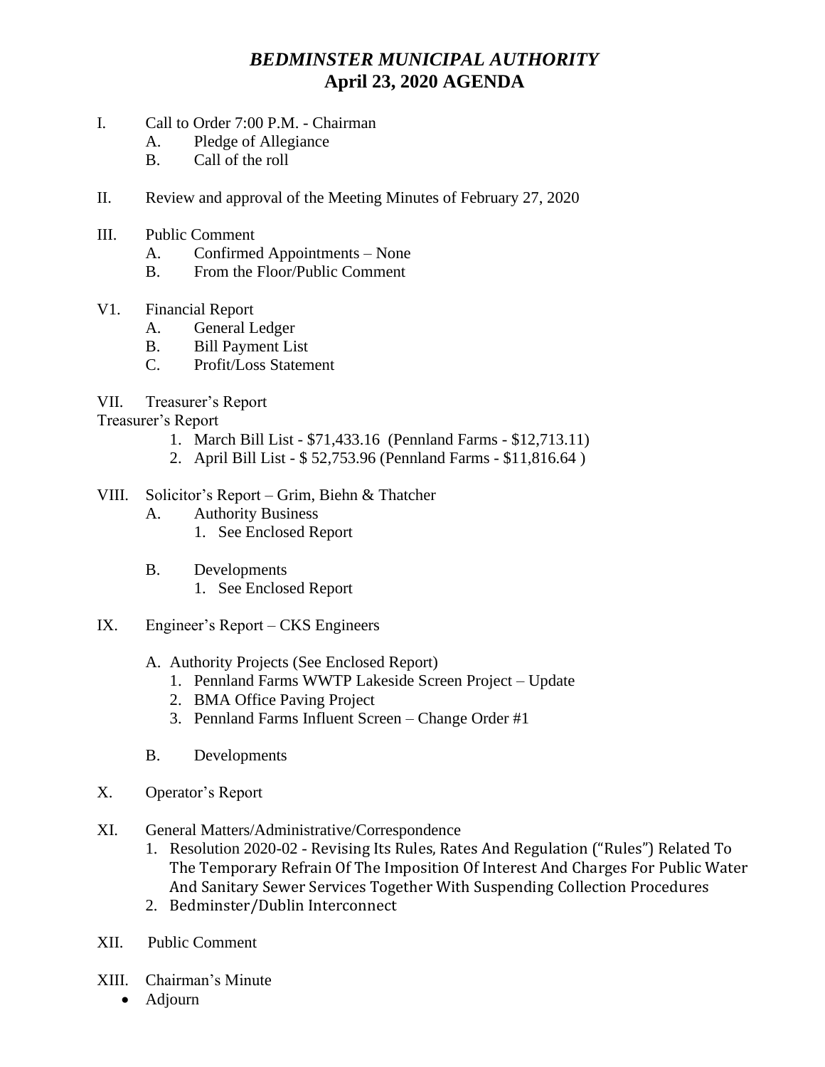# *BEDMINSTER MUNICIPAL AUTHORITY*
## April 23, 2020 AGENDA

I. Call to Order 7:00 P.M. - Chairman
   - A. Pledge of Allegiance
   - B. Call of the roll

II. Review and approval of the Meeting Minutes of February 27, 2020

III. Public Comment
   - A. Confirmed Appointments – None
   - B. From the Floor/Public Comment

V1. Financial Report
   - A. General Ledger
   - B. Bill Payment List
   - C. Profit/Loss Statement

VII. Treasurer's Report

Treasurer's Report

1. March Bill List - $71,433.16 (Pennland Farms - $12,713.11)
2. April Bill List - $ 52,753.96 (Pennland Farms - $11,816.64 )

VIII. Solicitor's Report – Grim, Biehn & Thatcher
   - A. Authority Business
     1. See Enclosed Report
   - B. Developments
     1. See Enclosed Report

IX. Engineer's Report – CKS Engineers
   - A. Authority Projects (See Enclosed Report)
     1. Pennland Farms WWTP Lakeside Screen Project – Update
     2. BMA Office Paving Project
     3. Pennland Farms Influent Screen – Change Order #1
   - B. Developments

X. Operator's Report

XI. General Matters/Administrative/Correspondence
   1. Resolution 2020-02 - Revising Its Rules, Rates And Regulation ("Rules") Related To The Temporary Refrain Of The Imposition Of Interest And Charges For Public Water And Sanitary Sewer Services Together With Suspending Collection Procedures
   2. Bedminster/Dublin Interconnect

XII. Public Comment

XIII. Chairman's Minute
   - Adjourn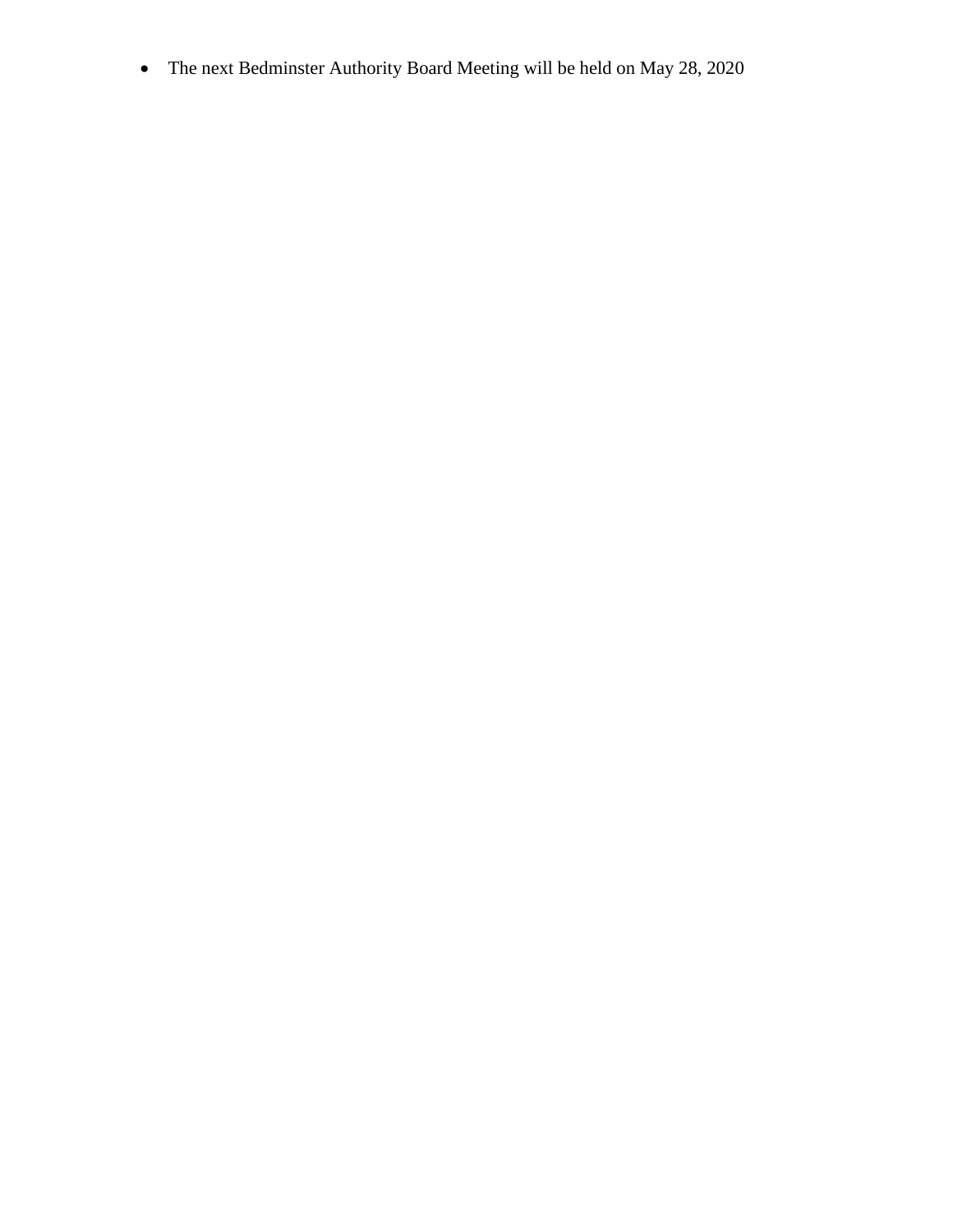- The next Bedminster Authority Board Meeting will be held on May 28, 2020